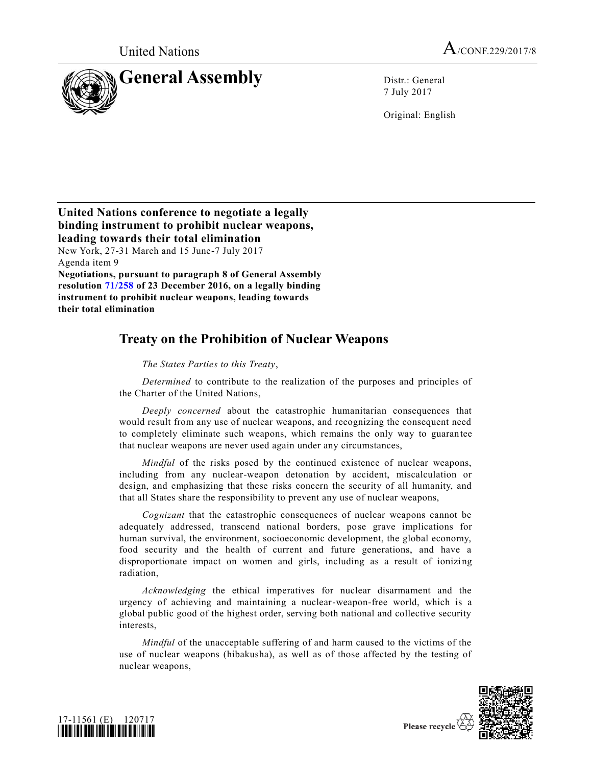United Nations

A/CONF.229/2017/8

# General Assembly

Distr.: General
7 July 2017

Original: English

**United Nations conference to negotiate a legally binding instrument to prohibit nuclear weapons, leading towards their total elimination**
New York, 27-31 March and 15 June-7 July 2017
Agenda item 9
**Negotiations, pursuant to paragraph 8 of General Assembly resolution 71/258 of 23 December 2016, on a legally binding instrument to prohibit nuclear weapons, leading towards their total elimination**

## Treaty on the Prohibition of Nuclear Weapons

*The States Parties to this Treaty*,

*Determined* to contribute to the realization of the purposes and principles of the Charter of the United Nations,

*Deeply concerned* about the catastrophic humanitarian consequences that would result from any use of nuclear weapons, and recognizing the consequent need to completely eliminate such weapons, which remains the only way to guarantee that nuclear weapons are never used again under any circumstances,

*Mindful* of the risks posed by the continued existence of nuclear weapons, including from any nuclear-weapon detonation by accident, miscalculation or design, and emphasizing that these risks concern the security of all humanity, and that all States share the responsibility to prevent any use of nuclear weapons,

*Cognizant* that the catastrophic consequences of nuclear weapons cannot be adequately addressed, transcend national borders, pose grave implications for human survival, the environment, socioeconomic development, the global economy, food security and the health of current and future generations, and have a disproportionate impact on women and girls, including as a result of ionizing radiation,

*Acknowledging* the ethical imperatives for nuclear disarmament and the urgency of achieving and maintaining a nuclear-weapon-free world, which is a global public good of the highest order, serving both national and collective security interests,

*Mindful* of the unacceptable suffering of and harm caused to the victims of the use of nuclear weapons (hibakusha), as well as of those affected by the testing of nuclear weapons,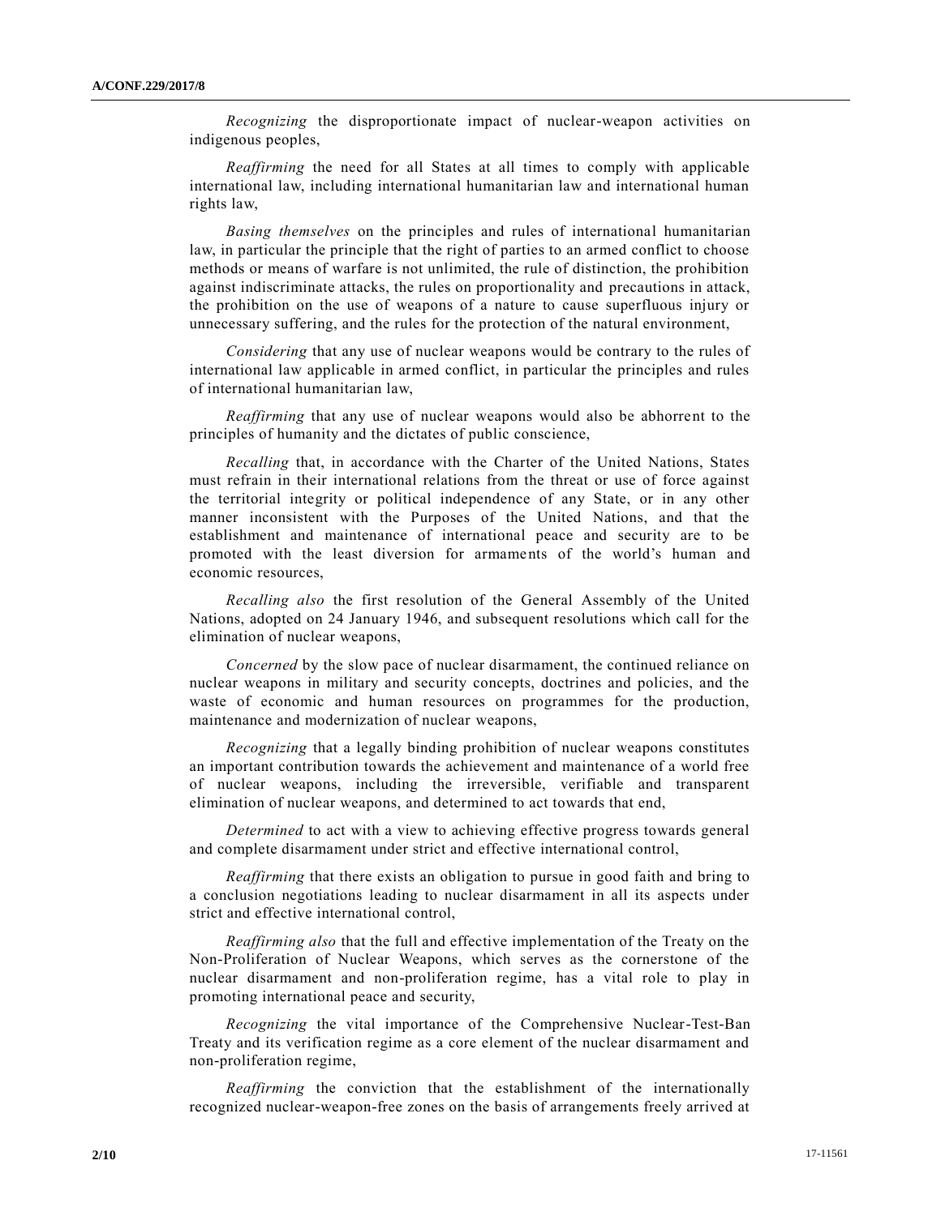*Recognizing* the disproportionate impact of nuclear-weapon activities on indigenous peoples,

*Reaffirming* the need for all States at all times to comply with applicable international law, including international humanitarian law and international human rights law,

*Basing themselves* on the principles and rules of international humanitarian law, in particular the principle that the right of parties to an armed conflict to choose methods or means of warfare is not unlimited, the rule of distinction, the prohibition against indiscriminate attacks, the rules on proportionality and precautions in attack, the prohibition on the use of weapons of a nature to cause superfluous injury or unnecessary suffering, and the rules for the protection of the natural environment,

*Considering* that any use of nuclear weapons would be contrary to the rules of international law applicable in armed conflict, in particular the principles and rules of international humanitarian law,

*Reaffirming* that any use of nuclear weapons would also be abhorrent to the principles of humanity and the dictates of public conscience,

*Recalling* that, in accordance with the Charter of the United Nations, States must refrain in their international relations from the threat or use of force against the territorial integrity or political independence of any State, or in any other manner inconsistent with the Purposes of the United Nations, and that the establishment and maintenance of international peace and security are to be promoted with the least diversion for armaments of the world's human and economic resources,

*Recalling also* the first resolution of the General Assembly of the United Nations, adopted on 24 January 1946, and subsequent resolutions which call for the elimination of nuclear weapons,

*Concerned* by the slow pace of nuclear disarmament, the continued reliance on nuclear weapons in military and security concepts, doctrines and policies, and the waste of economic and human resources on programmes for the production, maintenance and modernization of nuclear weapons,

*Recognizing* that a legally binding prohibition of nuclear weapons constitutes an important contribution towards the achievement and maintenance of a world free of nuclear weapons, including the irreversible, verifiable and transparent elimination of nuclear weapons, and determined to act towards that end,

*Determined* to act with a view to achieving effective progress towards general and complete disarmament under strict and effective international control,

*Reaffirming* that there exists an obligation to pursue in good faith and bring to a conclusion negotiations leading to nuclear disarmament in all its aspects under strict and effective international control,

*Reaffirming also* that the full and effective implementation of the Treaty on the Non-Proliferation of Nuclear Weapons, which serves as the cornerstone of the nuclear disarmament and non-proliferation regime, has a vital role to play in promoting international peace and security,

*Recognizing* the vital importance of the Comprehensive Nuclear-Test-Ban Treaty and its verification regime as a core element of the nuclear disarmament and non-proliferation regime,

*Reaffirming* the conviction that the establishment of the internationally recognized nuclear-weapon-free zones on the basis of arrangements freely arrived at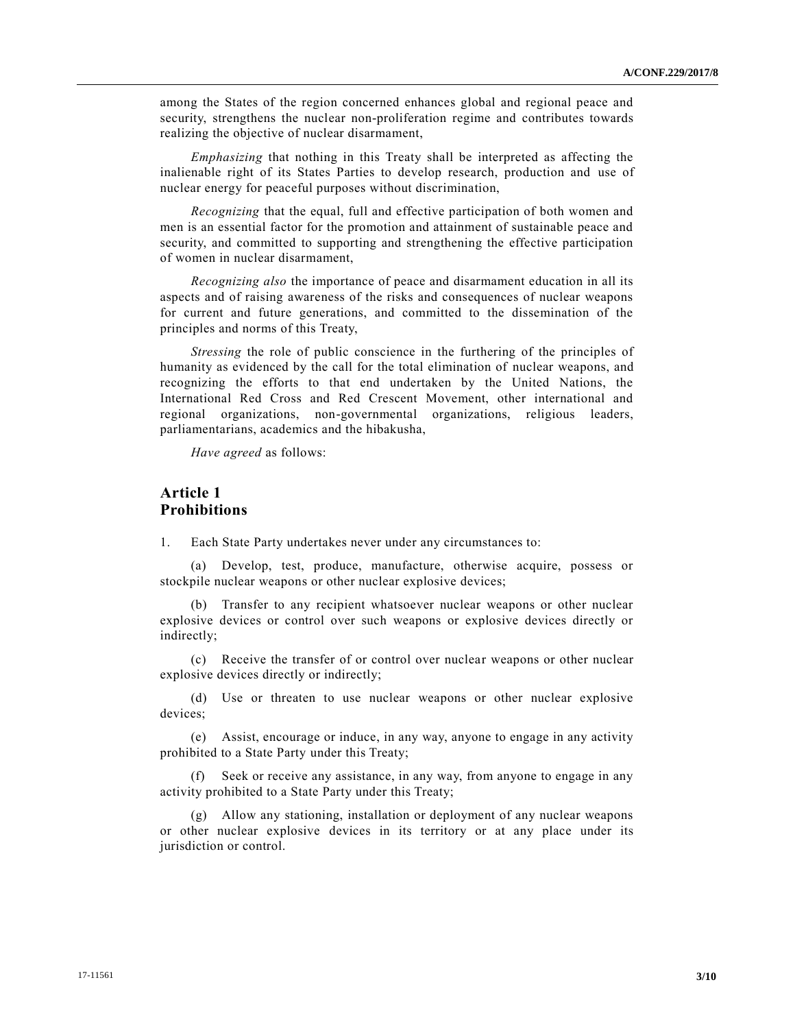among the States of the region concerned enhances global and regional peace and security, strengthens the nuclear non-proliferation regime and contributes towards realizing the objective of nuclear disarmament,

*Emphasizing* that nothing in this Treaty shall be interpreted as affecting the inalienable right of its States Parties to develop research, production and use of nuclear energy for peaceful purposes without discrimination,

*Recognizing* that the equal, full and effective participation of both women and men is an essential factor for the promotion and attainment of sustainable peace and security, and committed to supporting and strengthening the effective participation of women in nuclear disarmament,

*Recognizing also* the importance of peace and disarmament education in all its aspects and of raising awareness of the risks and consequences of nuclear weapons for current and future generations, and committed to the dissemination of the principles and norms of this Treaty,

*Stressing* the role of public conscience in the furthering of the principles of humanity as evidenced by the call for the total elimination of nuclear weapons, and recognizing the efforts to that end undertaken by the United Nations, the International Red Cross and Red Crescent Movement, other international and regional organizations, non-governmental organizations, religious leaders, parliamentarians, academics and the hibakusha,

*Have agreed* as follows:

## Article 1
## Prohibitions

1. Each State Party undertakes never under any circumstances to:

(a) Develop, test, produce, manufacture, otherwise acquire, possess or stockpile nuclear weapons or other nuclear explosive devices;

(b) Transfer to any recipient whatsoever nuclear weapons or other nuclear explosive devices or control over such weapons or explosive devices directly or indirectly;

(c) Receive the transfer of or control over nuclear weapons or other nuclear explosive devices directly or indirectly;

(d) Use or threaten to use nuclear weapons or other nuclear explosive devices;

(e) Assist, encourage or induce, in any way, anyone to engage in any activity prohibited to a State Party under this Treaty;

(f) Seek or receive any assistance, in any way, from anyone to engage in any activity prohibited to a State Party under this Treaty;

(g) Allow any stationing, installation or deployment of any nuclear weapons or other nuclear explosive devices in its territory or at any place under its jurisdiction or control.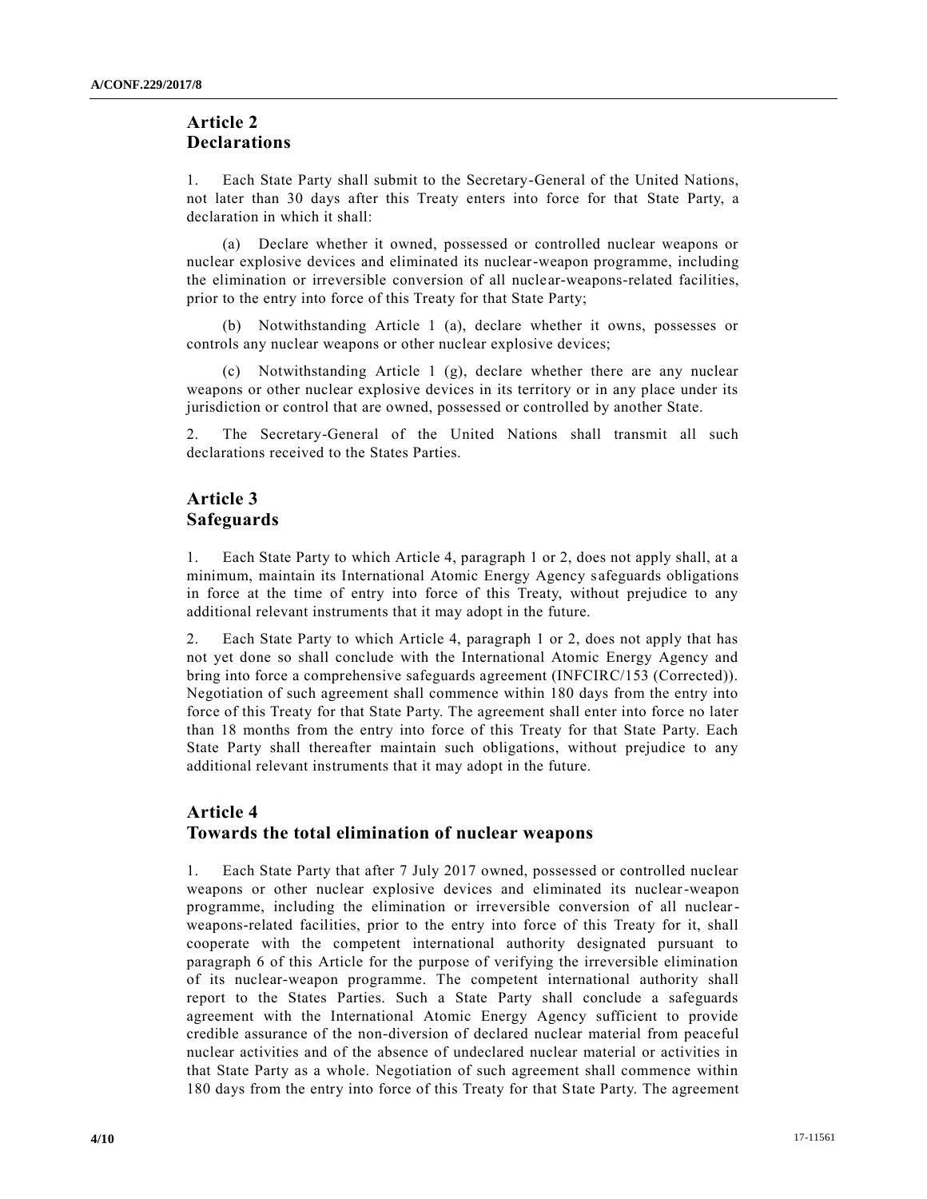## Article 2
## Declarations

1. Each State Party shall submit to the Secretary-General of the United Nations, not later than 30 days after this Treaty enters into force for that State Party, a declaration in which it shall:

(a) Declare whether it owned, possessed or controlled nuclear weapons or nuclear explosive devices and eliminated its nuclear-weapon programme, including the elimination or irreversible conversion of all nuclear-weapons-related facilities, prior to the entry into force of this Treaty for that State Party;

(b) Notwithstanding Article 1 (a), declare whether it owns, possesses or controls any nuclear weapons or other nuclear explosive devices;

(c) Notwithstanding Article 1 (g), declare whether there are any nuclear weapons or other nuclear explosive devices in its territory or in any place under its jurisdiction or control that are owned, possessed or controlled by another State.

2. The Secretary-General of the United Nations shall transmit all such declarations received to the States Parties.

## Article 3
## Safeguards

1. Each State Party to which Article 4, paragraph 1 or 2, does not apply shall, at a minimum, maintain its International Atomic Energy Agency safeguards obligations in force at the time of entry into force of this Treaty, without prejudice to any additional relevant instruments that it may adopt in the future.

2. Each State Party to which Article 4, paragraph 1 or 2, does not apply that has not yet done so shall conclude with the International Atomic Energy Agency and bring into force a comprehensive safeguards agreement (INFCIRC/153 (Corrected)). Negotiation of such agreement shall commence within 180 days from the entry into force of this Treaty for that State Party. The agreement shall enter into force no later than 18 months from the entry into force of this Treaty for that State Party. Each State Party shall thereafter maintain such obligations, without prejudice to any additional relevant instruments that it may adopt in the future.

## Article 4
## Towards the total elimination of nuclear weapons

1. Each State Party that after 7 July 2017 owned, possessed or controlled nuclear weapons or other nuclear explosive devices and eliminated its nuclear-weapon programme, including the elimination or irreversible conversion of all nuclear-weapons-related facilities, prior to the entry into force of this Treaty for it, shall cooperate with the competent international authority designated pursuant to paragraph 6 of this Article for the purpose of verifying the irreversible elimination of its nuclear-weapon programme. The competent international authority shall report to the States Parties. Such a State Party shall conclude a safeguards agreement with the International Atomic Energy Agency sufficient to provide credible assurance of the non-diversion of declared nuclear material from peaceful nuclear activities and of the absence of undeclared nuclear material or activities in that State Party as a whole. Negotiation of such agreement shall commence within 180 days from the entry into force of this Treaty for that State Party. The agreement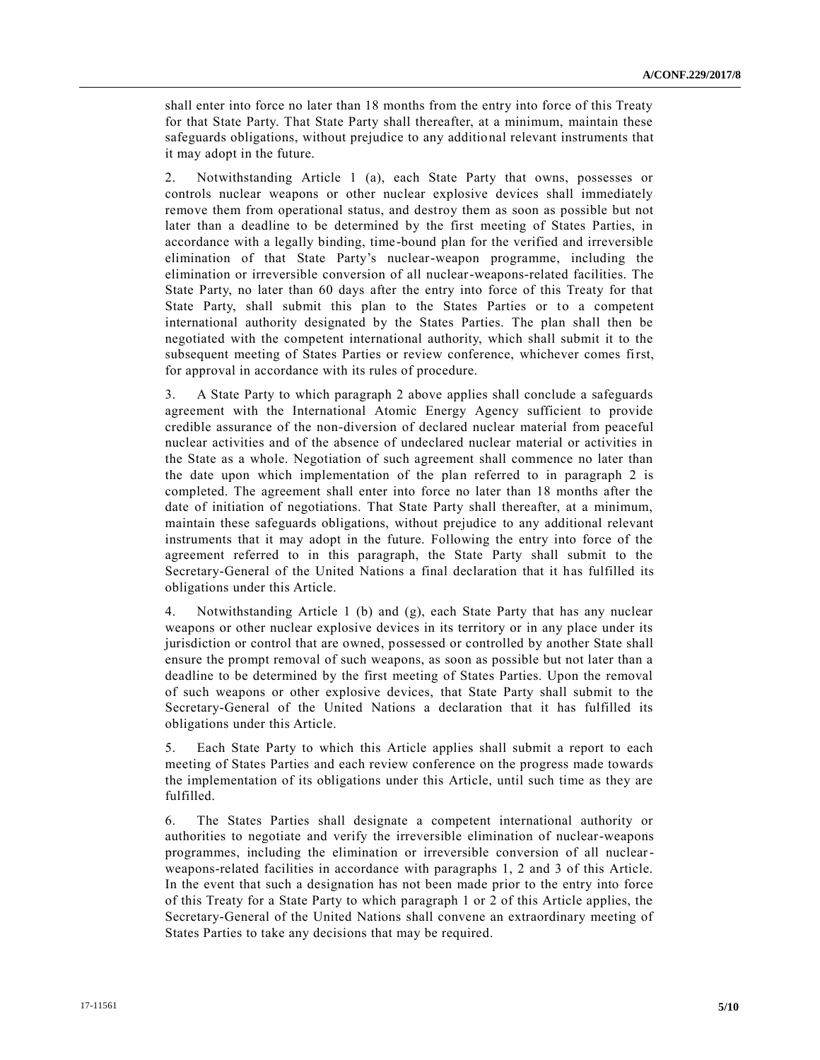shall enter into force no later than 18 months from the entry into force of this Treaty for that State Party. That State Party shall thereafter, at a minimum, maintain these safeguards obligations, without prejudice to any additional relevant instruments that it may adopt in the future.

2. Notwithstanding Article 1 (a), each State Party that owns, possesses or controls nuclear weapons or other nuclear explosive devices shall immediately remove them from operational status, and destroy them as soon as possible but not later than a deadline to be determined by the first meeting of States Parties, in accordance with a legally binding, time-bound plan for the verified and irreversible elimination of that State Party's nuclear-weapon programme, including the elimination or irreversible conversion of all nuclear-weapons-related facilities. The State Party, no later than 60 days after the entry into force of this Treaty for that State Party, shall submit this plan to the States Parties or to a competent international authority designated by the States Parties. The plan shall then be negotiated with the competent international authority, which shall submit it to the subsequent meeting of States Parties or review conference, whichever comes first, for approval in accordance with its rules of procedure.

3. A State Party to which paragraph 2 above applies shall conclude a safeguards agreement with the International Atomic Energy Agency sufficient to provide credible assurance of the non-diversion of declared nuclear material from peaceful nuclear activities and of the absence of undeclared nuclear material or activities in the State as a whole. Negotiation of such agreement shall commence no later than the date upon which implementation of the plan referred to in paragraph 2 is completed. The agreement shall enter into force no later than 18 months after the date of initiation of negotiations. That State Party shall thereafter, at a minimum, maintain these safeguards obligations, without prejudice to any additional relevant instruments that it may adopt in the future. Following the entry into force of the agreement referred to in this paragraph, the State Party shall submit to the Secretary-General of the United Nations a final declaration that it has fulfilled its obligations under this Article.

4. Notwithstanding Article 1 (b) and (g), each State Party that has any nuclear weapons or other nuclear explosive devices in its territory or in any place under its jurisdiction or control that are owned, possessed or controlled by another State shall ensure the prompt removal of such weapons, as soon as possible but not later than a deadline to be determined by the first meeting of States Parties. Upon the removal of such weapons or other explosive devices, that State Party shall submit to the Secretary-General of the United Nations a declaration that it has fulfilled its obligations under this Article.

5. Each State Party to which this Article applies shall submit a report to each meeting of States Parties and each review conference on the progress made towards the implementation of its obligations under this Article, until such time as they are fulfilled.

6. The States Parties shall designate a competent international authority or authorities to negotiate and verify the irreversible elimination of nuclear-weapons programmes, including the elimination or irreversible conversion of all nuclear-weapons-related facilities in accordance with paragraphs 1, 2 and 3 of this Article. In the event that such a designation has not been made prior to the entry into force of this Treaty for a State Party to which paragraph 1 or 2 of this Article applies, the Secretary-General of the United Nations shall convene an extraordinary meeting of States Parties to take any decisions that may be required.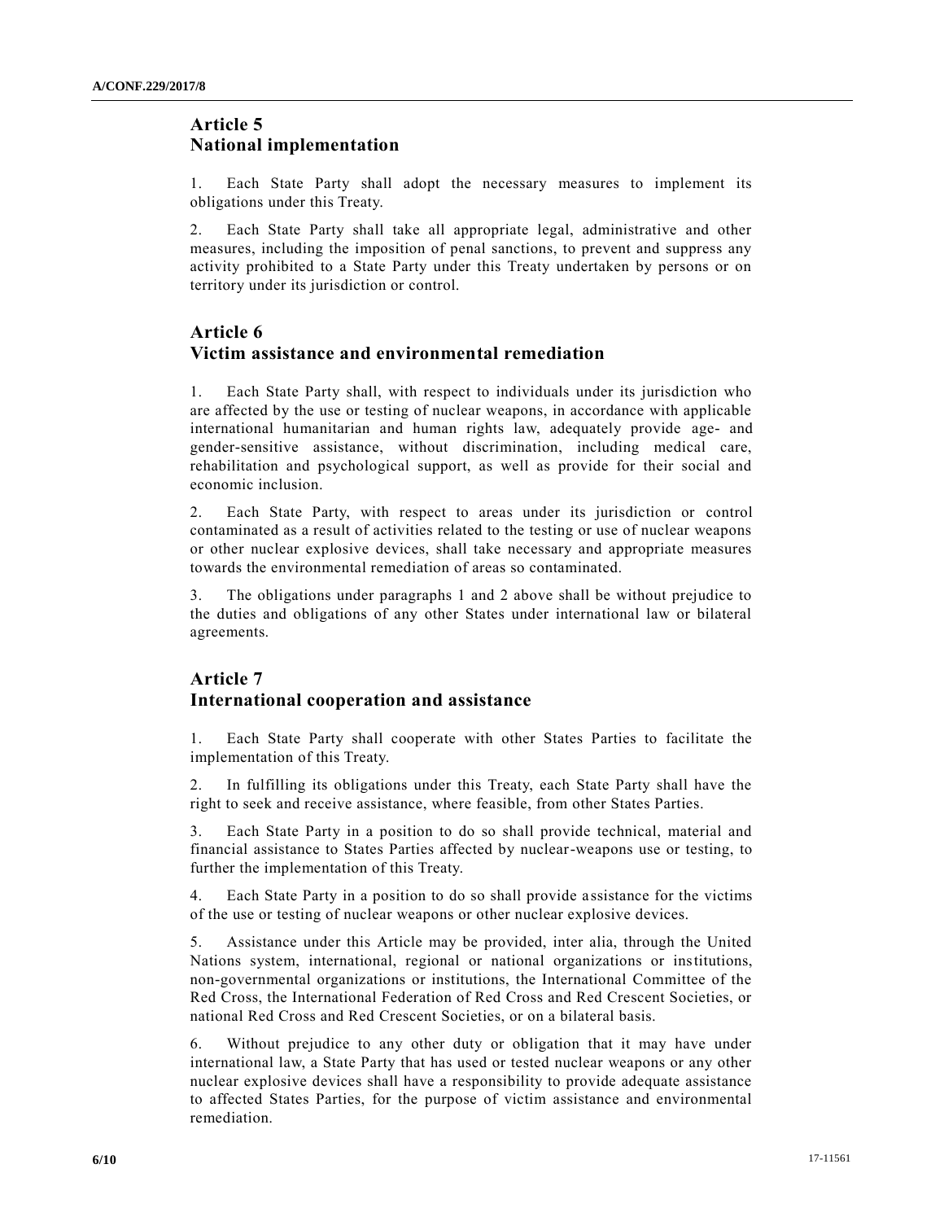## Article 5
## National implementation

1. Each State Party shall adopt the necessary measures to implement its obligations under this Treaty.

2. Each State Party shall take all appropriate legal, administrative and other measures, including the imposition of penal sanctions, to prevent and suppress any activity prohibited to a State Party under this Treaty undertaken by persons or on territory under its jurisdiction or control.

## Article 6
## Victim assistance and environmental remediation

1. Each State Party shall, with respect to individuals under its jurisdiction who are affected by the use or testing of nuclear weapons, in accordance with applicable international humanitarian and human rights law, adequately provide age- and gender-sensitive assistance, without discrimination, including medical care, rehabilitation and psychological support, as well as provide for their social and economic inclusion.

2. Each State Party, with respect to areas under its jurisdiction or control contaminated as a result of activities related to the testing or use of nuclear weapons or other nuclear explosive devices, shall take necessary and appropriate measures towards the environmental remediation of areas so contaminated.

3. The obligations under paragraphs 1 and 2 above shall be without prejudice to the duties and obligations of any other States under international law or bilateral agreements.

## Article 7
## International cooperation and assistance

1. Each State Party shall cooperate with other States Parties to facilitate the implementation of this Treaty.

2. In fulfilling its obligations under this Treaty, each State Party shall have the right to seek and receive assistance, where feasible, from other States Parties.

3. Each State Party in a position to do so shall provide technical, material and financial assistance to States Parties affected by nuclear-weapons use or testing, to further the implementation of this Treaty.

4. Each State Party in a position to do so shall provide assistance for the victims of the use or testing of nuclear weapons or other nuclear explosive devices.

5. Assistance under this Article may be provided, inter alia, through the United Nations system, international, regional or national organizations or institutions, non-governmental organizations or institutions, the International Committee of the Red Cross, the International Federation of Red Cross and Red Crescent Societies, or national Red Cross and Red Crescent Societies, or on a bilateral basis.

6. Without prejudice to any other duty or obligation that it may have under international law, a State Party that has used or tested nuclear weapons or any other nuclear explosive devices shall have a responsibility to provide adequate assistance to affected States Parties, for the purpose of victim assistance and environmental remediation.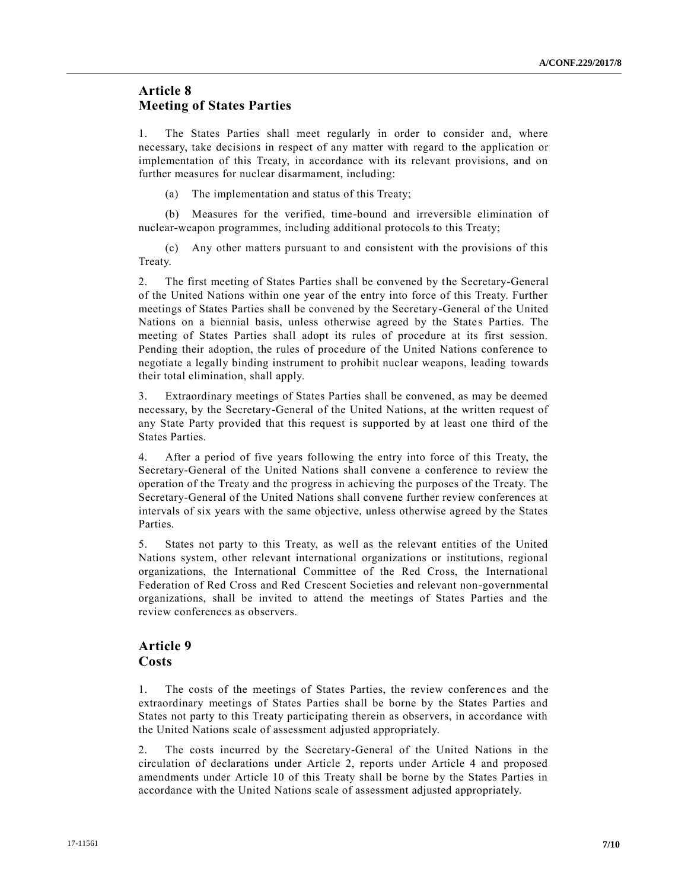## Article 8
## Meeting of States Parties

1. The States Parties shall meet regularly in order to consider and, where necessary, take decisions in respect of any matter with regard to the application or implementation of this Treaty, in accordance with its relevant provisions, and on further measures for nuclear disarmament, including:

(a) The implementation and status of this Treaty;

(b) Measures for the verified, time-bound and irreversible elimination of nuclear-weapon programmes, including additional protocols to this Treaty;

(c) Any other matters pursuant to and consistent with the provisions of this Treaty.

2. The first meeting of States Parties shall be convened by the Secretary-General of the United Nations within one year of the entry into force of this Treaty. Further meetings of States Parties shall be convened by the Secretary-General of the United Nations on a biennial basis, unless otherwise agreed by the States Parties. The meeting of States Parties shall adopt its rules of procedure at its first session. Pending their adoption, the rules of procedure of the United Nations conference to negotiate a legally binding instrument to prohibit nuclear weapons, leading towards their total elimination, shall apply.

3. Extraordinary meetings of States Parties shall be convened, as may be deemed necessary, by the Secretary-General of the United Nations, at the written request of any State Party provided that this request is supported by at least one third of the States Parties.

4. After a period of five years following the entry into force of this Treaty, the Secretary-General of the United Nations shall convene a conference to review the operation of the Treaty and the progress in achieving the purposes of the Treaty. The Secretary-General of the United Nations shall convene further review conferences at intervals of six years with the same objective, unless otherwise agreed by the States Parties.

5. States not party to this Treaty, as well as the relevant entities of the United Nations system, other relevant international organizations or institutions, regional organizations, the International Committee of the Red Cross, the International Federation of Red Cross and Red Crescent Societies and relevant non-governmental organizations, shall be invited to attend the meetings of States Parties and the review conferences as observers.

## Article 9
## Costs

1. The costs of the meetings of States Parties, the review conferences and the extraordinary meetings of States Parties shall be borne by the States Parties and States not party to this Treaty participating therein as observers, in accordance with the United Nations scale of assessment adjusted appropriately.

2. The costs incurred by the Secretary-General of the United Nations in the circulation of declarations under Article 2, reports under Article 4 and proposed amendments under Article 10 of this Treaty shall be borne by the States Parties in accordance with the United Nations scale of assessment adjusted appropriately.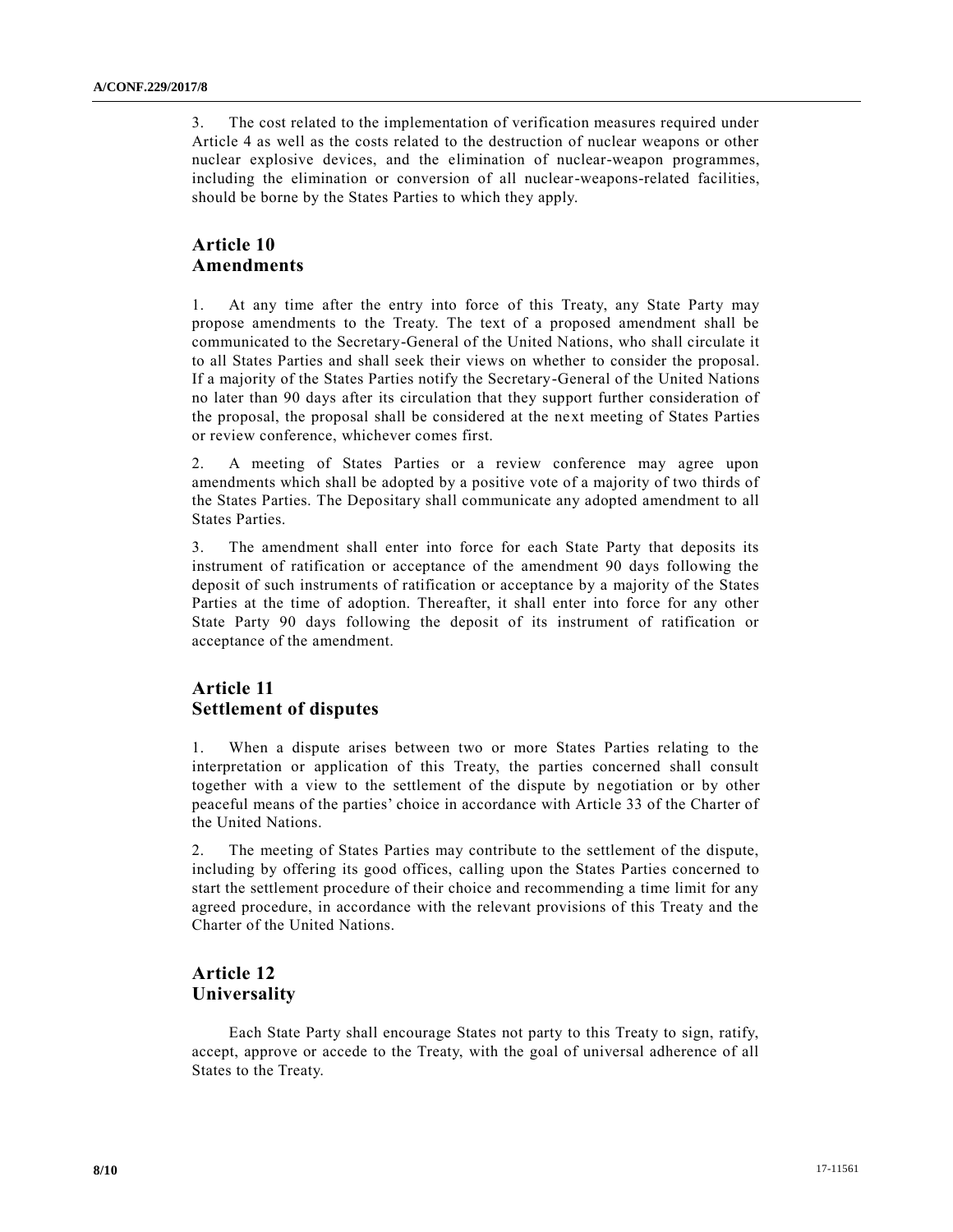3. The cost related to the implementation of verification measures required under Article 4 as well as the costs related to the destruction of nuclear weapons or other nuclear explosive devices, and the elimination of nuclear-weapon programmes, including the elimination or conversion of all nuclear-weapons-related facilities, should be borne by the States Parties to which they apply.

## Article 10
## Amendments

1. At any time after the entry into force of this Treaty, any State Party may propose amendments to the Treaty. The text of a proposed amendment shall be communicated to the Secretary-General of the United Nations, who shall circulate it to all States Parties and shall seek their views on whether to consider the proposal. If a majority of the States Parties notify the Secretary-General of the United Nations no later than 90 days after its circulation that they support further consideration of the proposal, the proposal shall be considered at the next meeting of States Parties or review conference, whichever comes first.

2. A meeting of States Parties or a review conference may agree upon amendments which shall be adopted by a positive vote of a majority of two thirds of the States Parties. The Depositary shall communicate any adopted amendment to all States Parties.

3. The amendment shall enter into force for each State Party that deposits its instrument of ratification or acceptance of the amendment 90 days following the deposit of such instruments of ratification or acceptance by a majority of the States Parties at the time of adoption. Thereafter, it shall enter into force for any other State Party 90 days following the deposit of its instrument of ratification or acceptance of the amendment.

## Article 11
## Settlement of disputes

1. When a dispute arises between two or more States Parties relating to the interpretation or application of this Treaty, the parties concerned shall consult together with a view to the settlement of the dispute by negotiation or by other peaceful means of the parties' choice in accordance with Article 33 of the Charter of the United Nations.

2. The meeting of States Parties may contribute to the settlement of the dispute, including by offering its good offices, calling upon the States Parties concerned to start the settlement procedure of their choice and recommending a time limit for any agreed procedure, in accordance with the relevant provisions of this Treaty and the Charter of the United Nations.

## Article 12
## Universality

Each State Party shall encourage States not party to this Treaty to sign, ratify, accept, approve or accede to the Treaty, with the goal of universal adherence of all States to the Treaty.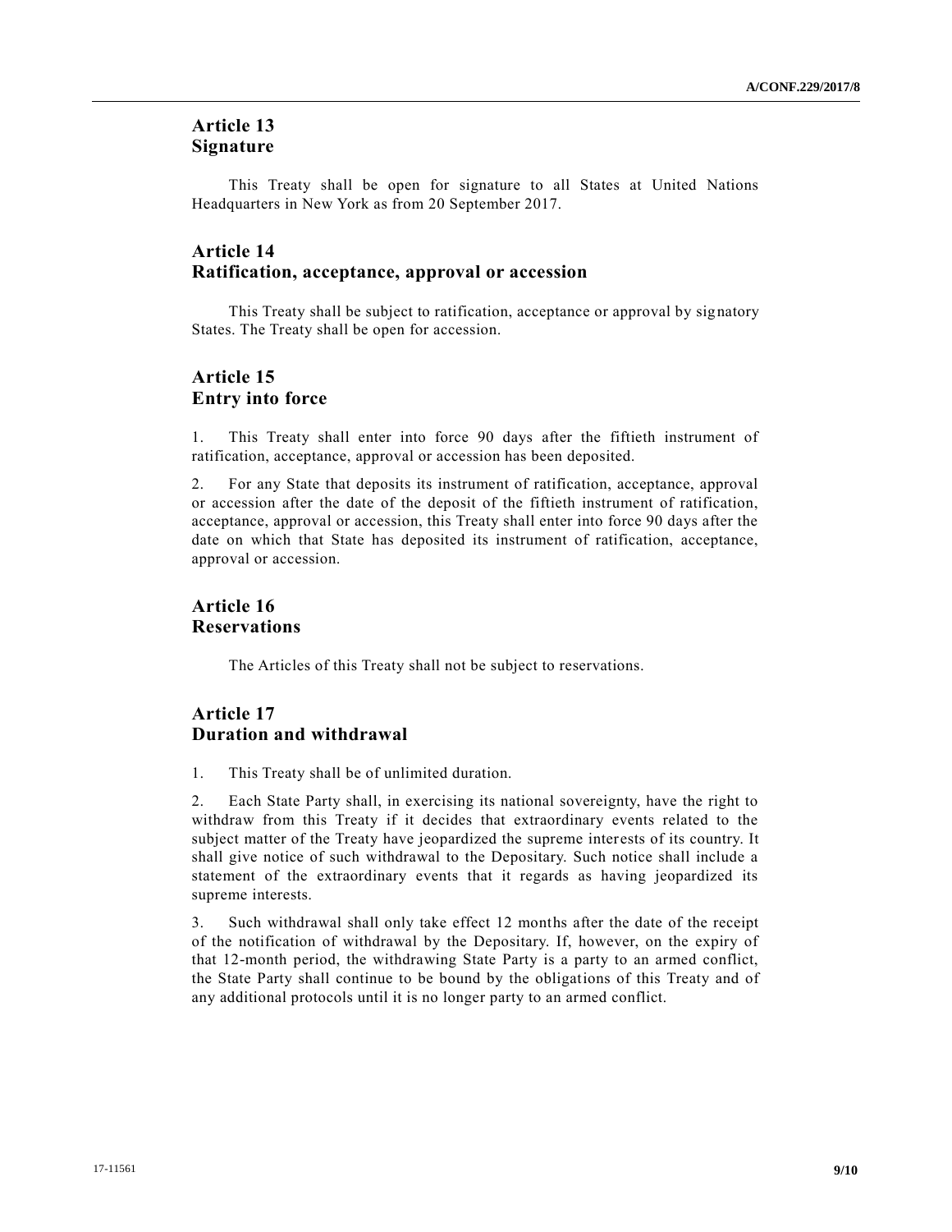## Article 13
## Signature

This Treaty shall be open for signature to all States at United Nations Headquarters in New York as from 20 September 2017.

## Article 14
## Ratification, acceptance, approval or accession

This Treaty shall be subject to ratification, acceptance or approval by signatory States. The Treaty shall be open for accession.

## Article 15
## Entry into force

1. This Treaty shall enter into force 90 days after the fiftieth instrument of ratification, acceptance, approval or accession has been deposited.

2. For any State that deposits its instrument of ratification, acceptance, approval or accession after the date of the deposit of the fiftieth instrument of ratification, acceptance, approval or accession, this Treaty shall enter into force 90 days after the date on which that State has deposited its instrument of ratification, acceptance, approval or accession.

## Article 16
## Reservations

The Articles of this Treaty shall not be subject to reservations.

## Article 17
## Duration and withdrawal

1. This Treaty shall be of unlimited duration.

2. Each State Party shall, in exercising its national sovereignty, have the right to withdraw from this Treaty if it decides that extraordinary events related to the subject matter of the Treaty have jeopardized the supreme interests of its country. It shall give notice of such withdrawal to the Depositary. Such notice shall include a statement of the extraordinary events that it regards as having jeopardized its supreme interests.

3. Such withdrawal shall only take effect 12 months after the date of the receipt of the notification of withdrawal by the Depositary. If, however, on the expiry of that 12-month period, the withdrawing State Party is a party to an armed conflict, the State Party shall continue to be bound by the obligations of this Treaty and of any additional protocols until it is no longer party to an armed conflict.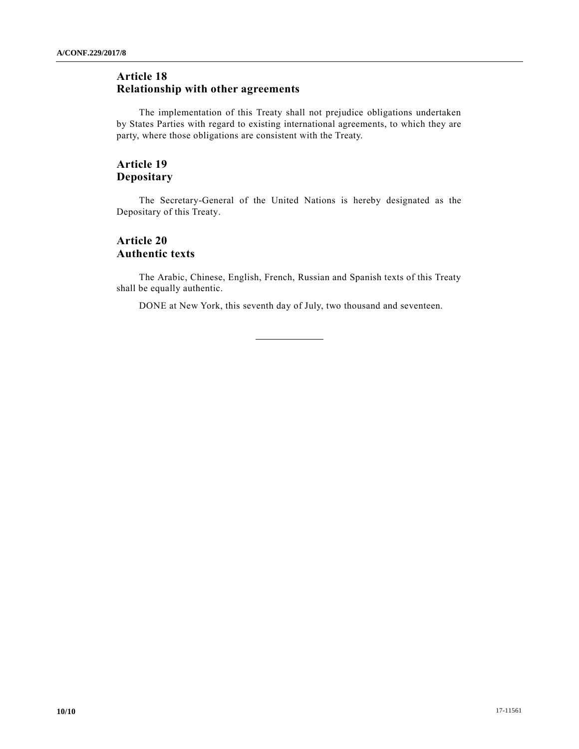## Article 18
## Relationship with other agreements

The implementation of this Treaty shall not prejudice obligations undertaken by States Parties with regard to existing international agreements, to which they are party, where those obligations are consistent with the Treaty.

## Article 19
## Depositary

The Secretary-General of the United Nations is hereby designated as the Depositary of this Treaty.

## Article 20
## Authentic texts

The Arabic, Chinese, English, French, Russian and Spanish texts of this Treaty shall be equally authentic.

DONE at New York, this seventh day of July, two thousand and seventeen.